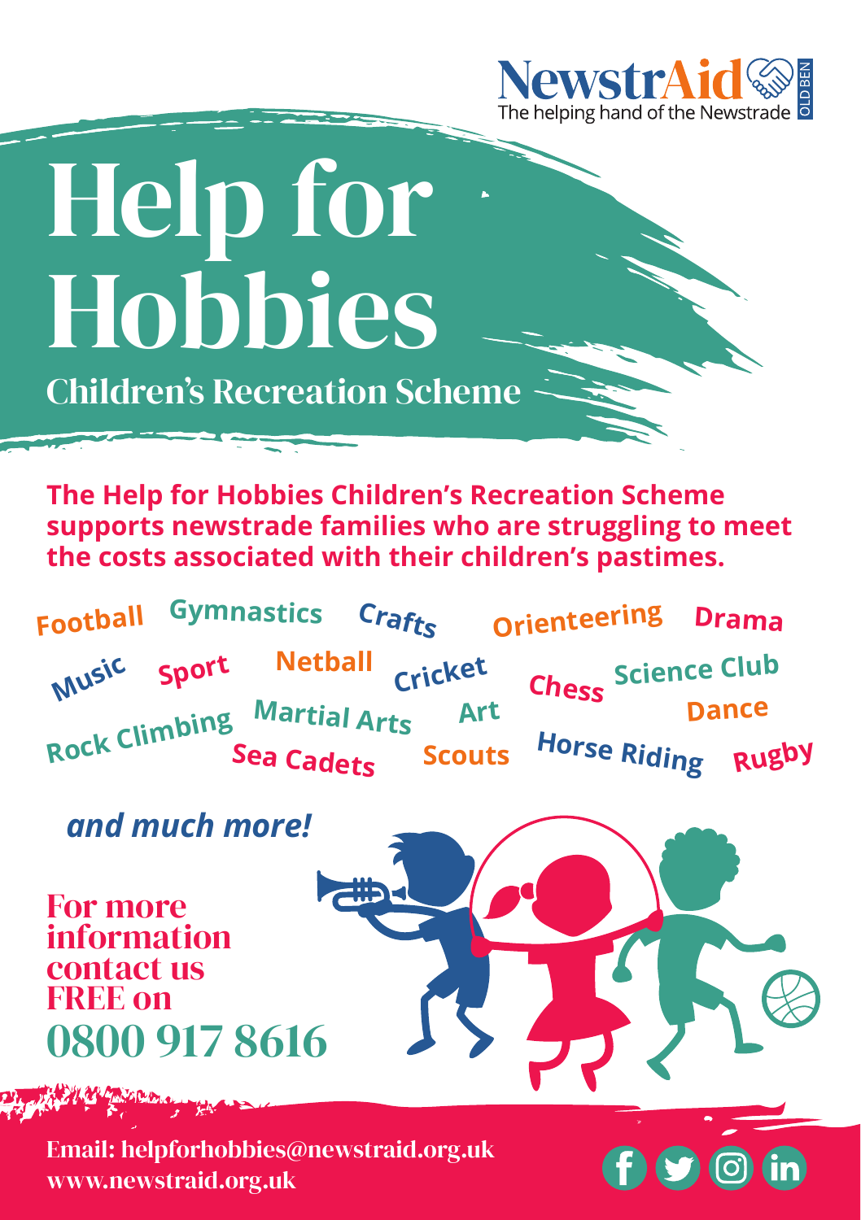NewstrAid
The helping hand of the Newstrade
OLD BEN

# Help for Hobbies

## Children's Recreation Scheme

**The Help for Hobbies Children's Recreation Scheme supports newstrade families who are struggling to meet the costs associated with their children's pastimes.**

Football, Gymnastics, Crafts, Orienteering, Drama, Music, Sport, Netball, Cricket, Chess, Science Club, Rock Climbing, Martial Arts, Art, Dance, Sea Cadets, Scouts, Horse Riding, Rugby

***and much more!***

## For more information contact us FREE on

## 0800 917 8616

Email: helpforhobbies@newstraid.org.uk
www.newstraid.org.uk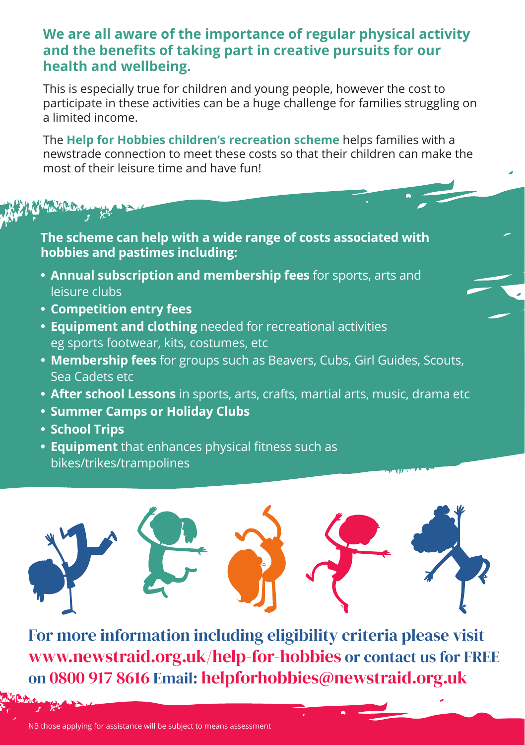**We are all aware of the importance of regular physical activity and the benefits of taking part in creative pursuits for our health and wellbeing.**

This is especially true for children and young people, however the cost to participate in these activities can be a huge challenge for families struggling on a limited income.

The **Help for Hobbies children's recreation scheme** helps families with a newstrade connection to meet these costs so that their children can make the most of their leisure time and have fun!

**The scheme can help with a wide range of costs associated with hobbies and pastimes including:**

- **Annual subscription and membership fees** for sports, arts and leisure clubs
- **Competition entry fees**
- **Equipment and clothing** needed for recreational activities eg sports footwear, kits, costumes, etc
- **Membership fees** for groups such as Beavers, Cubs, Girl Guides, Scouts, Sea Cadets etc
- **After school Lessons** in sports, arts, crafts, martial arts, music, drama etc
- **Summer Camps or Holiday Clubs**
- **School Trips**
- **Equipment** that enhances physical fitness such as bikes/trikes/trampolines

**For more information including eligibility criteria please visit www.newstraid.org.uk/help-for-hobbies or contact us for FREE on 0800 917 8616 Email: helpforhobbies@newstraid.org.uk**

NB those applying for assistance will be subject to means assessment